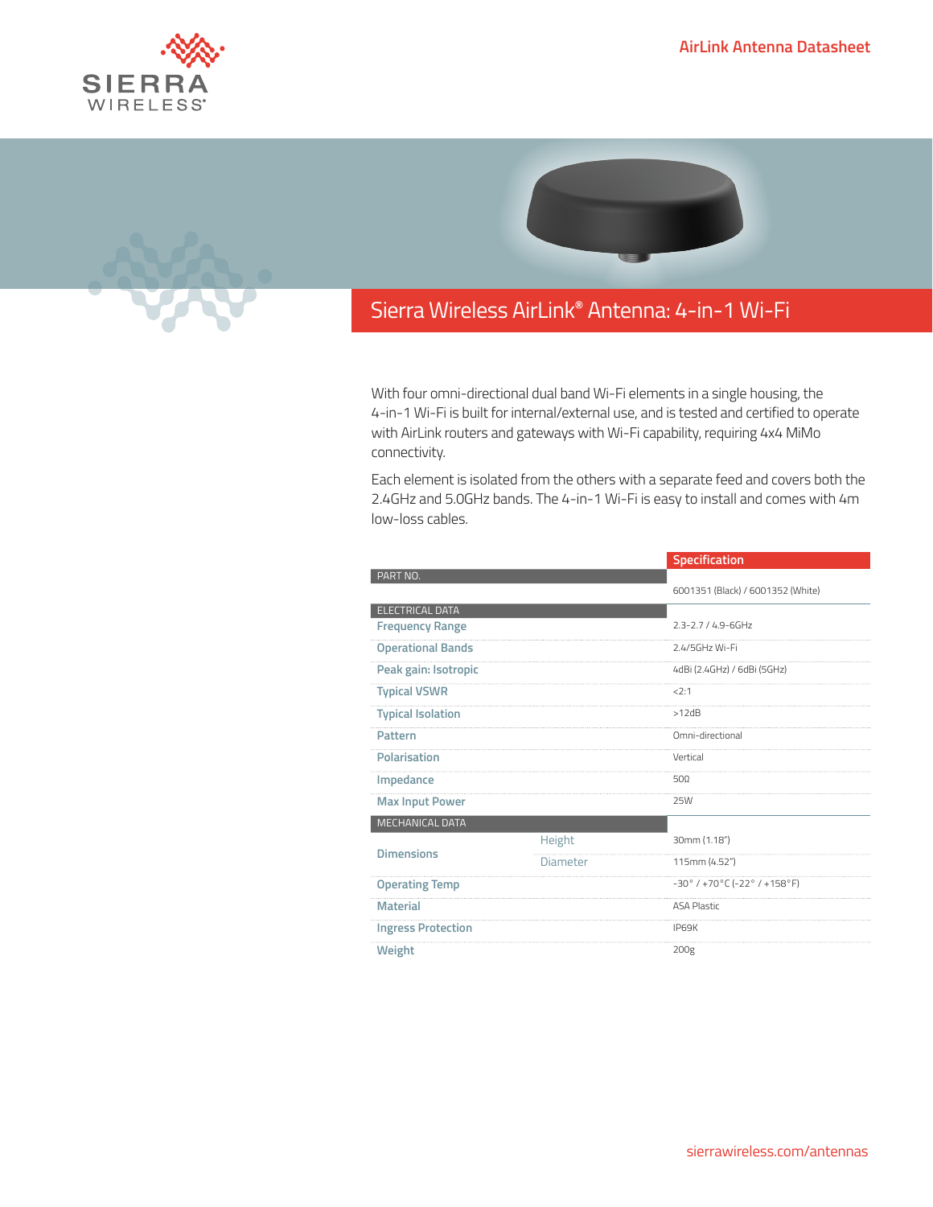AirLink Antenna Datasheet

# Sierra Wireless AirLink® Antenna: 4-in-1 Wi-Fi

With four omni-directional dual band Wi-Fi elements in a single housing, the 4-in-1 Wi-Fi is built for internal/external use, and is tested and certified to operate with AirLink routers and gateways with Wi-Fi capability, requiring 4x4 MiMo connectivity.

Each element is isolated from the others with a separate feed and covers both the 2.4GHz and 5.0GHz bands. The 4-in-1 Wi-Fi is easy to install and comes with 4m low-loss cables.

| | | Specification |
|---|---|---|
| **PART NO.** | | 6001351 (Black) / 6001352 (White) |
| **ELECTRICAL DATA** | | |
| Frequency Range | | 2.3-2.7 / 4.9-6GHz |
| Operational Bands | | 2.4/5GHz Wi-Fi |
| Peak gain: Isotropic | | 4dBi (2.4GHz) / 6dBi (5GHz) |
| Typical VSWR | | <2:1 |
| Typical Isolation | | >12dB |
| Pattern | | Omni-directional |
| Polarisation | | Vertical |
| Impedance | | 50Ω |
| Max Input Power | | 25W |
| **MECHANICAL DATA** | | |
| Dimensions | Height | 30mm (1.18") |
| | Diameter | 115mm (4.52") |
| Operating Temp | | -30° / +70°C (-22° / +158°F) |
| Material | | ASA Plastic |
| Ingress Protection | | IP69K |
| Weight | | 200g |

sierrawireless.com/antennas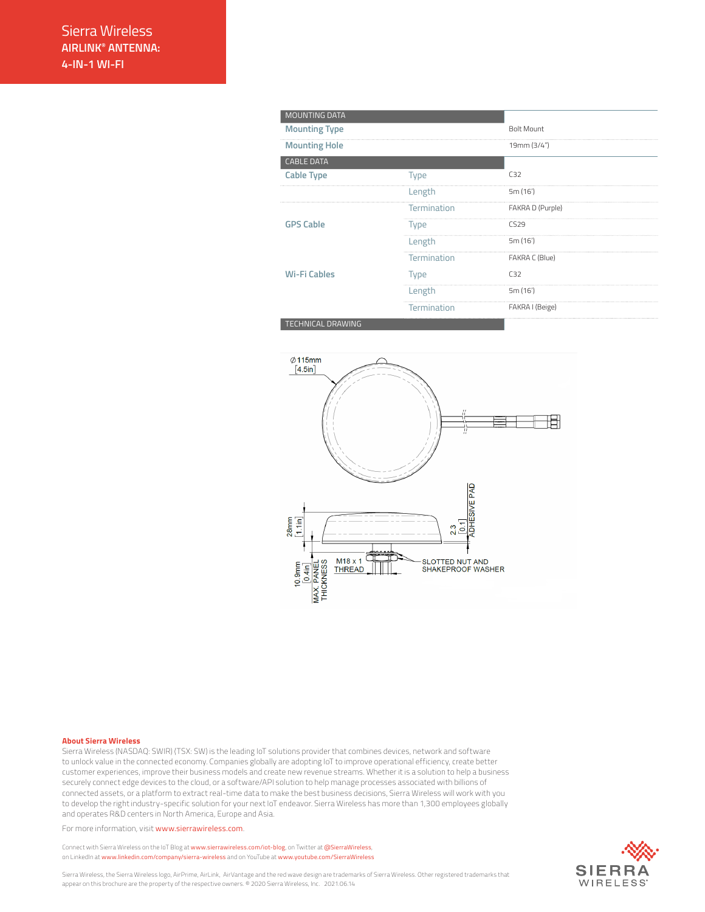# Sierra Wireless
## AIRLINK® ANTENNA: 4-IN-1 WI-FI

| MOUNTING DATA | | |
|---|---|---|
| Mounting Type | | Bolt Mount |
| Mounting Hole | | 19mm (3/4") |
| **CABLE DATA** | | |
| Cable Type | Type | C32 |
| | Length | 5m (16') |
| | Termination | FAKRA D (Purple) |
| GPS Cable | Type | CS29 |
| | Length | 5m (16') |
| | Termination | FAKRA C (Blue) |
| Wi-Fi Cables | Type | C32 |
| | Length | 5m (16') |
| | Termination | FAKRA I (Beige) |

TECHNICAL DRAWING

Ø115mm [4.5in]

28mm [1.1in]

2.3 [0.1]

ADHESIVE PAD

10.9mm [0.4in]

MAX. PANEL THICKNESS

M18 x 1 THREAD

SLOTTED NUT AND SHAKEPROOF WASHER

**About Sierra Wireless**

Sierra Wireless (NASDAQ: SWIR) (TSX: SW) is the leading IoT solutions provider that combines devices, network and software to unlock value in the connected economy. Companies globally are adopting IoT to improve operational efficiency, create better customer experiences, improve their business models and create new revenue streams. Whether it is a solution to help a business securely connect edge devices to the cloud, or a software/API solution to help manage processes associated with billions of connected assets, or a platform to extract real-time data to make the best business decisions, Sierra Wireless will work with you to develop the right industry-specific solution for your next IoT endeavor. Sierra Wireless has more than 1,300 employees globally and operates R&D centers in North America, Europe and Asia.

For more information, visit www.sierrawireless.com.

Connect with Sierra Wireless on the IoT Blog at www.sierrawireless.com/iot-blog, on Twitter at @SierraWireless, on LinkedIn at www.linkedin.com/company/sierra-wireless and on YouTube at www.youtube.com/SierraWireless

Sierra Wireless, the Sierra Wireless logo, AirPrime, AirLink, AirVantage and the red wave design are trademarks of Sierra Wireless. Other registered trademarks that appear on this brochure are the property of the respective owners. © 2020 Sierra Wireless, Inc. 2021.06.14

SIERRA WIRELESS